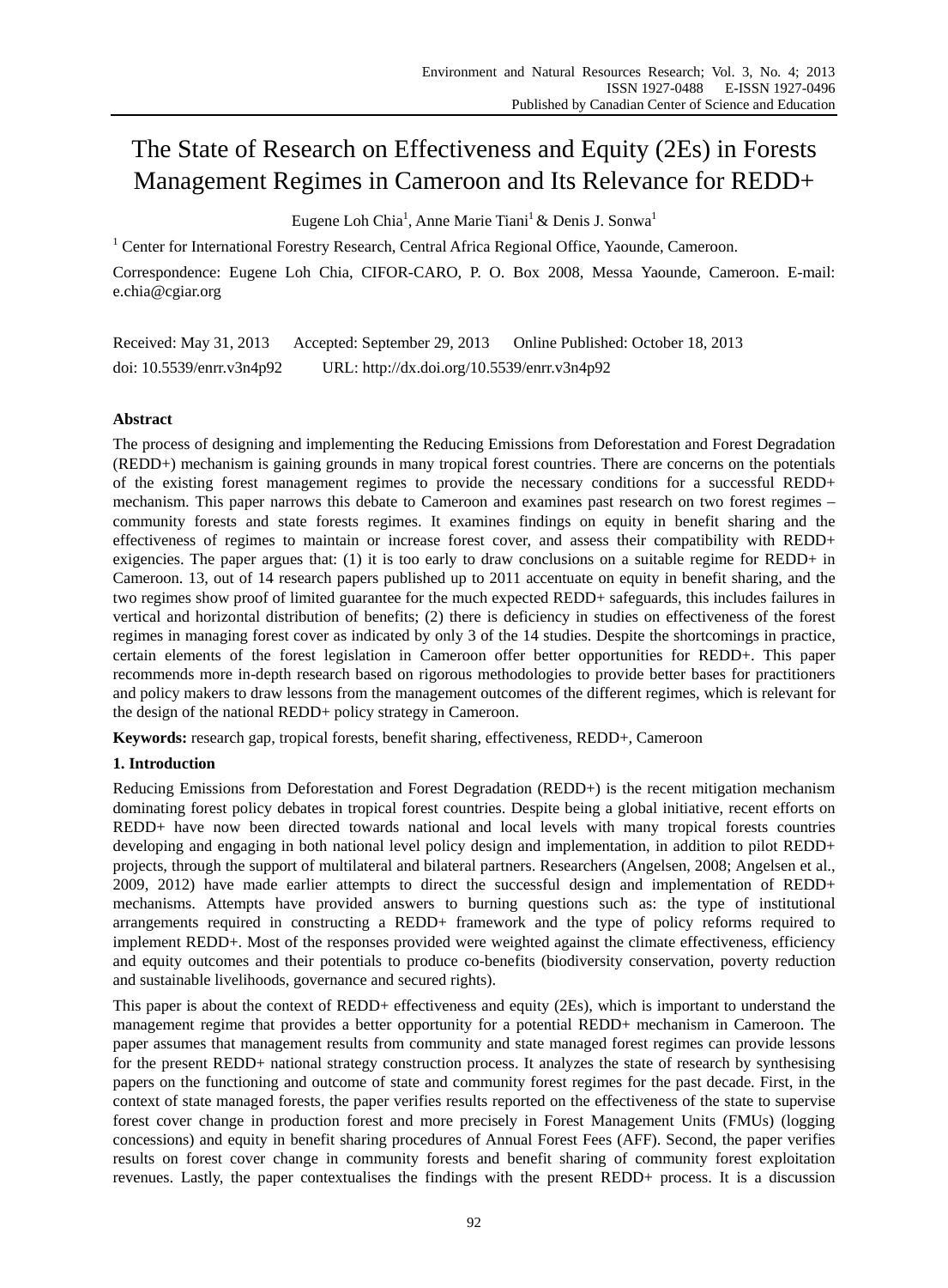# The State of Research on Effectiveness and Equity (2Es) in Forests Management Regimes in Cameroon and Its Relevance for REDD+

Eugene Loh Chia[1], Anne Marie Tiani[1] & Denis J. Sonwa[1]

[1] Center for International Forestry Research, Central Africa Regional Office, Yaounde, Cameroon.

Correspondence: Eugene Loh Chia, CIFOR-CARO, P. O. Box 2008, Messa Yaounde, Cameroon. E-mail: e.chia@cgiar.org

Received: May 31, 2013 Accepted: September 29, 2013 Online Published: October 18, 2013

doi: 10.5539/enrr.v3n4p92 URL: http://dx.doi.org/10.5539/enrr.v3n4p92

## Abstract

The process of designing and implementing the Reducing Emissions from Deforestation and Forest Degradation (REDD+) mechanism is gaining grounds in many tropical forest countries. There are concerns on the potentials of the existing forest management regimes to provide the necessary conditions for a successful REDD+ mechanism. This paper narrows this debate to Cameroon and examines past research on two forest regimes – community forests and state forests regimes. It examines findings on equity in benefit sharing and the effectiveness of regimes to maintain or increase forest cover, and assess their compatibility with REDD+ exigencies. The paper argues that: (1) it is too early to draw conclusions on a suitable regime for REDD+ in Cameroon. 13, out of 14 research papers published up to 2011 accentuate on equity in benefit sharing, and the two regimes show proof of limited guarantee for the much expected REDD+ safeguards, this includes failures in vertical and horizontal distribution of benefits; (2) there is deficiency in studies on effectiveness of the forest regimes in managing forest cover as indicated by only 3 of the 14 studies. Despite the shortcomings in practice, certain elements of the forest legislation in Cameroon offer better opportunities for REDD+. This paper recommends more in-depth research based on rigorous methodologies to provide better bases for practitioners and policy makers to draw lessons from the management outcomes of the different regimes, which is relevant for the design of the national REDD+ policy strategy in Cameroon.

**Keywords:** research gap, tropical forests, benefit sharing, effectiveness, REDD+, Cameroon

## 1. Introduction

Reducing Emissions from Deforestation and Forest Degradation (REDD+) is the recent mitigation mechanism dominating forest policy debates in tropical forest countries. Despite being a global initiative, recent efforts on REDD+ have now been directed towards national and local levels with many tropical forests countries developing and engaging in both national level policy design and implementation, in addition to pilot REDD+ projects, through the support of multilateral and bilateral partners. Researchers (Angelsen, 2008; Angelsen et al., 2009, 2012) have made earlier attempts to direct the successful design and implementation of REDD+ mechanisms. Attempts have provided answers to burning questions such as: the type of institutional arrangements required in constructing a REDD+ framework and the type of policy reforms required to implement REDD+. Most of the responses provided were weighted against the climate effectiveness, efficiency and equity outcomes and their potentials to produce co-benefits (biodiversity conservation, poverty reduction and sustainable livelihoods, governance and secured rights).

This paper is about the context of REDD+ effectiveness and equity (2Es), which is important to understand the management regime that provides a better opportunity for a potential REDD+ mechanism in Cameroon. The paper assumes that management results from community and state managed forest regimes can provide lessons for the present REDD+ national strategy construction process. It analyzes the state of research by synthesising papers on the functioning and outcome of state and community forest regimes for the past decade. First, in the context of state managed forests, the paper verifies results reported on the effectiveness of the state to supervise forest cover change in production forest and more precisely in Forest Management Units (FMUs) (logging concessions) and equity in benefit sharing procedures of Annual Forest Fees (AFF). Second, the paper verifies results on forest cover change in community forests and benefit sharing of community forest exploitation revenues. Lastly, the paper contextualises the findings with the present REDD+ process. It is a discussion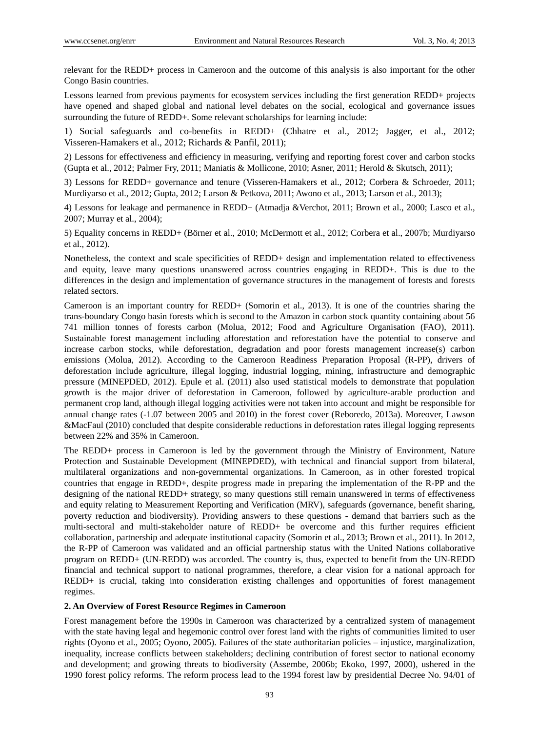relevant for the REDD+ process in Cameroon and the outcome of this analysis is also important for the other Congo Basin countries.

Lessons learned from previous payments for ecosystem services including the first generation REDD+ projects have opened and shaped global and national level debates on the social, ecological and governance issues surrounding the future of REDD+. Some relevant scholarships for learning include:

1) Social safeguards and co-benefits in REDD+ (Chhatre et al., 2012; Jagger, et al., 2012; Visseren-Hamakers et al., 2012; Richards & Panfil, 2011);

2) Lessons for effectiveness and efficiency in measuring, verifying and reporting forest cover and carbon stocks (Gupta et al., 2012; Palmer Fry, 2011; Maniatis & Mollicone, 2010; Asner, 2011; Herold & Skutsch, 2011);

3) Lessons for REDD+ governance and tenure (Visseren-Hamakers et al., 2012; Corbera & Schroeder, 2011; Murdiyarso et al., 2012; Gupta, 2012; Larson & Petkova, 2011; Awono et al., 2013; Larson et al., 2013);

4) Lessons for leakage and permanence in REDD+ (Atmadja &Verchot, 2011; Brown et al., 2000; Lasco et al., 2007; Murray et al., 2004);

5) Equality concerns in REDD+ (Börner et al., 2010; McDermott et al., 2012; Corbera et al., 2007b; Murdiyarso et al., 2012).

Nonetheless, the context and scale specificities of REDD+ design and implementation related to effectiveness and equity, leave many questions unanswered across countries engaging in REDD+. This is due to the differences in the design and implementation of governance structures in the management of forests and forests related sectors.

Cameroon is an important country for REDD+ (Somorin et al., 2013). It is one of the countries sharing the trans-boundary Congo basin forests which is second to the Amazon in carbon stock quantity containing about 56 741 million tonnes of forests carbon (Molua, 2012; Food and Agriculture Organisation (FAO), 2011). Sustainable forest management including afforestation and reforestation have the potential to conserve and increase carbon stocks, while deforestation, degradation and poor forests management increase(s) carbon emissions (Molua, 2012). According to the Cameroon Readiness Preparation Proposal (R-PP), drivers of deforestation include agriculture, illegal logging, industrial logging, mining, infrastructure and demographic pressure (MINEPDED, 2012). Epule et al. (2011) also used statistical models to demonstrate that population growth is the major driver of deforestation in Cameroon, followed by agriculture-arable production and permanent crop land, although illegal logging activities were not taken into account and might be responsible for annual change rates (-1.07 between 2005 and 2010) in the forest cover (Reboredo, 2013a). Moreover, Lawson &MacFaul (2010) concluded that despite considerable reductions in deforestation rates illegal logging represents between 22% and 35% in Cameroon.

The REDD+ process in Cameroon is led by the government through the Ministry of Environment, Nature Protection and Sustainable Development (MINEPDED), with technical and financial support from bilateral, multilateral organizations and non-governmental organizations. In Cameroon, as in other forested tropical countries that engage in REDD+, despite progress made in preparing the implementation of the R-PP and the designing of the national REDD+ strategy, so many questions still remain unanswered in terms of effectiveness and equity relating to Measurement Reporting and Verification (MRV), safeguards (governance, benefit sharing, poverty reduction and biodiversity). Providing answers to these questions - demand that barriers such as the multi-sectoral and multi-stakeholder nature of REDD+ be overcome and this further requires efficient collaboration, partnership and adequate institutional capacity (Somorin et al., 2013; Brown et al., 2011). In 2012, the R-PP of Cameroon was validated and an official partnership status with the United Nations collaborative program on REDD+ (UN-REDD) was accorded. The country is, thus, expected to benefit from the UN-REDD financial and technical support to national programmes, therefore, a clear vision for a national approach for REDD+ is crucial, taking into consideration existing challenges and opportunities of forest management regimes.

## 2. An Overview of Forest Resource Regimes in Cameroon

Forest management before the 1990s in Cameroon was characterized by a centralized system of management with the state having legal and hegemonic control over forest land with the rights of communities limited to user rights (Oyono et al., 2005; Oyono, 2005). Failures of the state authoritarian policies – injustice, marginalization, inequality, increase conflicts between stakeholders; declining contribution of forest sector to national economy and development; and growing threats to biodiversity (Assembe, 2006b; Ekoko, 1997, 2000), ushered in the 1990 forest policy reforms. The reform process lead to the 1994 forest law by presidential Decree No. 94/01 of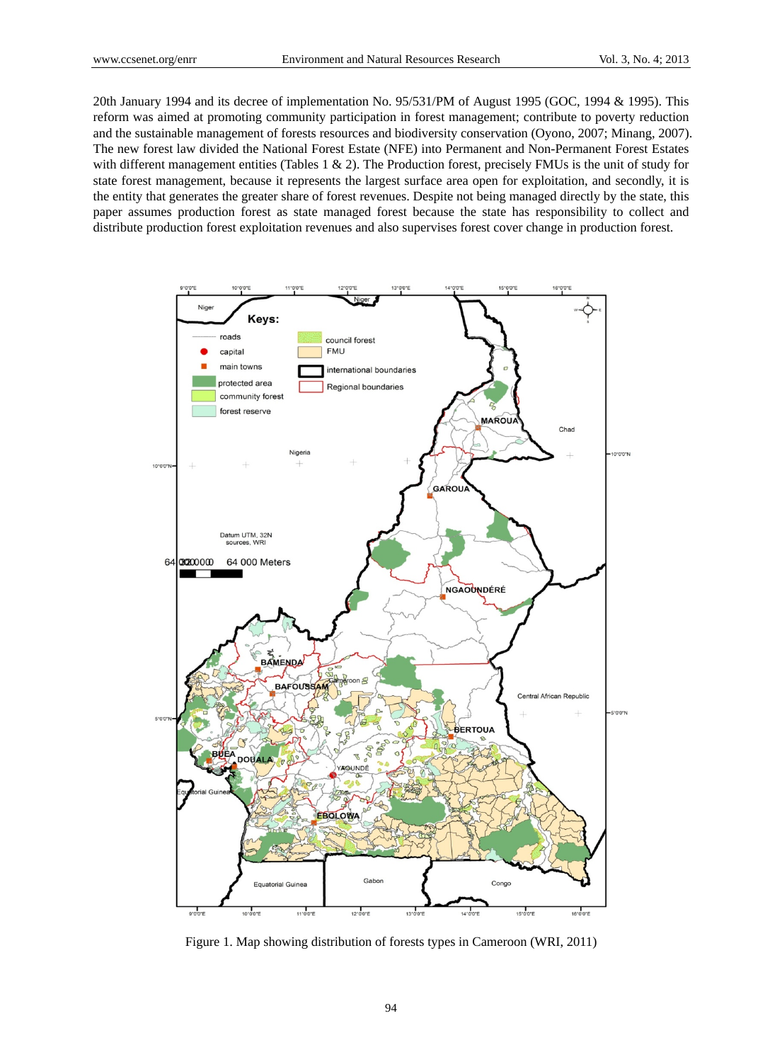20th January 1994 and its decree of implementation No. 95/531/PM of August 1995 (GOC, 1994 & 1995). This reform was aimed at promoting community participation in forest management; contribute to poverty reduction and the sustainable management of forests resources and biodiversity conservation (Oyono, 2007; Minang, 2007). The new forest law divided the National Forest Estate (NFE) into Permanent and Non-Permanent Forest Estates with different management entities (Tables 1 & 2). The Production forest, precisely FMUs is the unit of study for state forest management, because it represents the largest surface area open for exploitation, and secondly, it is the entity that generates the greater share of forest revenues. Despite not being managed directly by the state, this paper assumes production forest as state managed forest because the state has responsibility to collect and distribute production forest exploitation revenues and also supervises forest cover change in production forest.

Figure 1. Map showing distribution of forests types in Cameroon (WRI, 2011)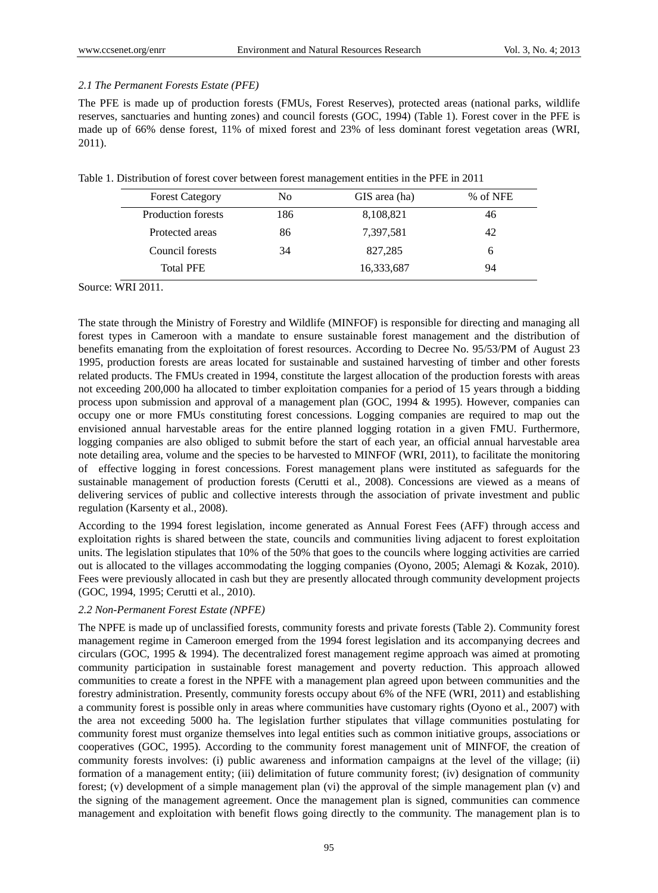### *2.1 The Permanent Forests Estate (PFE)*

The PFE is made up of production forests (FMUs, Forest Reserves), protected areas (national parks, wildlife reserves, sanctuaries and hunting zones) and council forests (GOC, 1994) (Table 1). Forest cover in the PFE is made up of 66% dense forest, 11% of mixed forest and 23% of less dominant forest vegetation areas (WRI, 2011).

Table 1. Distribution of forest cover between forest management entities in the PFE in 2011

| Forest Category | No | GIS area (ha) | % of NFE |
|---|---|---|---|
| Production forests | 186 | 8,108,821 | 46 |
| Protected areas | 86 | 7,397,581 | 42 |
| Council forests | 34 | 827,285 | 6 |
| Total PFE | | 16,333,687 | 94 |

Source: WRI 2011.

The state through the Ministry of Forestry and Wildlife (MINFOF) is responsible for directing and managing all forest types in Cameroon with a mandate to ensure sustainable forest management and the distribution of benefits emanating from the exploitation of forest resources. According to Decree No. 95/53/PM of August 23 1995, production forests are areas located for sustainable and sustained harvesting of timber and other forests related products. The FMUs created in 1994, constitute the largest allocation of the production forests with areas not exceeding 200,000 ha allocated to timber exploitation companies for a period of 15 years through a bidding process upon submission and approval of a management plan (GOC, 1994 & 1995). However, companies can occupy one or more FMUs constituting forest concessions. Logging companies are required to map out the envisioned annual harvestable areas for the entire planned logging rotation in a given FMU. Furthermore, logging companies are also obliged to submit before the start of each year, an official annual harvestable area note detailing area, volume and the species to be harvested to MINFOF (WRI, 2011), to facilitate the monitoring of effective logging in forest concessions. Forest management plans were instituted as safeguards for the sustainable management of production forests (Cerutti et al., 2008). Concessions are viewed as a means of delivering services of public and collective interests through the association of private investment and public regulation (Karsenty et al., 2008).

According to the 1994 forest legislation, income generated as Annual Forest Fees (AFF) through access and exploitation rights is shared between the state, councils and communities living adjacent to forest exploitation units. The legislation stipulates that 10% of the 50% that goes to the councils where logging activities are carried out is allocated to the villages accommodating the logging companies (Oyono, 2005; Alemagi & Kozak, 2010). Fees were previously allocated in cash but they are presently allocated through community development projects (GOC, 1994, 1995; Cerutti et al., 2010).

### *2.2 Non-Permanent Forest Estate (NPFE)*

The NPFE is made up of unclassified forests, community forests and private forests (Table 2). Community forest management regime in Cameroon emerged from the 1994 forest legislation and its accompanying decrees and circulars (GOC, 1995 & 1994). The decentralized forest management regime approach was aimed at promoting community participation in sustainable forest management and poverty reduction. This approach allowed communities to create a forest in the NPFE with a management plan agreed upon between communities and the forestry administration. Presently, community forests occupy about 6% of the NFE (WRI, 2011) and establishing a community forest is possible only in areas where communities have customary rights (Oyono et al., 2007) with the area not exceeding 5000 ha. The legislation further stipulates that village communities postulating for community forest must organize themselves into legal entities such as common initiative groups, associations or cooperatives (GOC, 1995). According to the community forest management unit of MINFOF, the creation of community forests involves: (i) public awareness and information campaigns at the level of the village; (ii) formation of a management entity; (iii) delimitation of future community forest; (iv) designation of community forest; (v) development of a simple management plan (vi) the approval of the simple management plan (v) and the signing of the management agreement. Once the management plan is signed, communities can commence management and exploitation with benefit flows going directly to the community. The management plan is to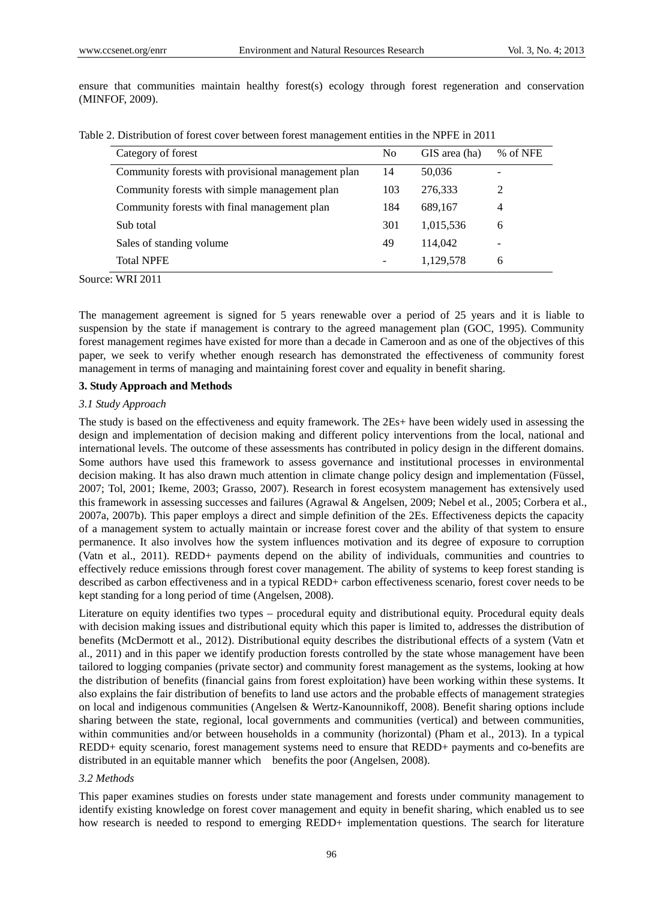ensure that communities maintain healthy forest(s) ecology through forest regeneration and conservation (MINFOF, 2009).

Table 2. Distribution of forest cover between forest management entities in the NPFE in 2011

| Category of forest | No | GIS area (ha) | % of NFE |
|---|---|---|---|
| Community forests with provisional management plan | 14 | 50,036 | - |
| Community forests with simple management plan | 103 | 276,333 | 2 |
| Community forests with final management plan | 184 | 689,167 | 4 |
| Sub total | 301 | 1,015,536 | 6 |
| Sales of standing volume | 49 | 114,042 | - |
| Total NPFE | - | 1,129,578 | 6 |

Source: WRI 2011

The management agreement is signed for 5 years renewable over a period of 25 years and it is liable to suspension by the state if management is contrary to the agreed management plan (GOC, 1995). Community forest management regimes have existed for more than a decade in Cameroon and as one of the objectives of this paper, we seek to verify whether enough research has demonstrated the effectiveness of community forest management in terms of managing and maintaining forest cover and equality in benefit sharing.

## 3. Study Approach and Methods

### *3.1 Study Approach*

The study is based on the effectiveness and equity framework. The 2Es+ have been widely used in assessing the design and implementation of decision making and different policy interventions from the local, national and international levels. The outcome of these assessments has contributed in policy design in the different domains. Some authors have used this framework to assess governance and institutional processes in environmental decision making. It has also drawn much attention in climate change policy design and implementation (Füssel, 2007; Tol, 2001; Ikeme, 2003; Grasso, 2007). Research in forest ecosystem management has extensively used this framework in assessing successes and failures (Agrawal & Angelsen, 2009; Nebel et al., 2005; Corbera et al., 2007a, 2007b). This paper employs a direct and simple definition of the 2Es. Effectiveness depicts the capacity of a management system to actually maintain or increase forest cover and the ability of that system to ensure permanence. It also involves how the system influences motivation and its degree of exposure to corruption (Vatn et al., 2011). REDD+ payments depend on the ability of individuals, communities and countries to effectively reduce emissions through forest cover management. The ability of systems to keep forest standing is described as carbon effectiveness and in a typical REDD+ carbon effectiveness scenario, forest cover needs to be kept standing for a long period of time (Angelsen, 2008).

Literature on equity identifies two types – procedural equity and distributional equity. Procedural equity deals with decision making issues and distributional equity which this paper is limited to, addresses the distribution of benefits (McDermott et al., 2012). Distributional equity describes the distributional effects of a system (Vatn et al., 2011) and in this paper we identify production forests controlled by the state whose management have been tailored to logging companies (private sector) and community forest management as the systems, looking at how the distribution of benefits (financial gains from forest exploitation) have been working within these systems. It also explains the fair distribution of benefits to land use actors and the probable effects of management strategies on local and indigenous communities (Angelsen & Wertz-Kanounnikoff, 2008). Benefit sharing options include sharing between the state, regional, local governments and communities (vertical) and between communities, within communities and/or between households in a community (horizontal) (Pham et al., 2013). In a typical REDD+ equity scenario, forest management systems need to ensure that REDD+ payments and co-benefits are distributed in an equitable manner which benefits the poor (Angelsen, 2008).

### *3.2 Methods*

This paper examines studies on forests under state management and forests under community management to identify existing knowledge on forest cover management and equity in benefit sharing, which enabled us to see how research is needed to respond to emerging REDD+ implementation questions. The search for literature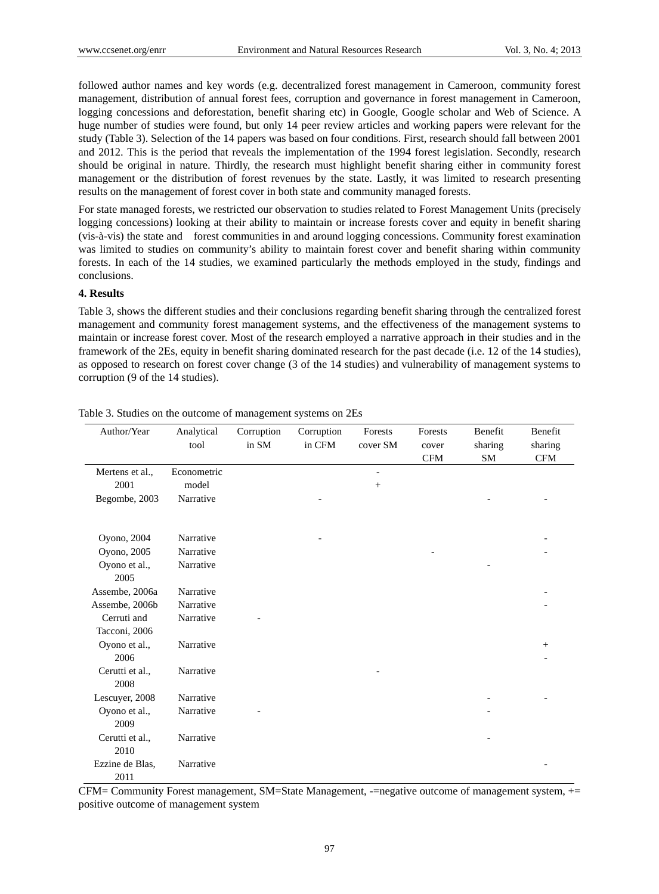followed author names and key words (e.g. decentralized forest management in Cameroon, community forest management, distribution of annual forest fees, corruption and governance in forest management in Cameroon, logging concessions and deforestation, benefit sharing etc) in Google, Google scholar and Web of Science. A huge number of studies were found, but only 14 peer review articles and working papers were relevant for the study (Table 3). Selection of the 14 papers was based on four conditions. First, research should fall between 2001 and 2012. This is the period that reveals the implementation of the 1994 forest legislation. Secondly, research should be original in nature. Thirdly, the research must highlight benefit sharing either in community forest management or the distribution of forest revenues by the state. Lastly, it was limited to research presenting results on the management of forest cover in both state and community managed forests.

For state managed forests, we restricted our observation to studies related to Forest Management Units (precisely logging concessions) looking at their ability to maintain or increase forests cover and equity in benefit sharing (vis-à-vis) the state and forest communities in and around logging concessions. Community forest examination was limited to studies on community's ability to maintain forest cover and benefit sharing within community forests. In each of the 14 studies, we examined particularly the methods employed in the study, findings and conclusions.

#### 4. Results

Table 3, shows the different studies and their conclusions regarding benefit sharing through the centralized forest management and community forest management systems, and the effectiveness of the management systems to maintain or increase forest cover. Most of the research employed a narrative approach in their studies and in the framework of the 2Es, equity in benefit sharing dominated research for the past decade (i.e. 12 of the 14 studies), as opposed to research on forest cover change (3 of the 14 studies) and vulnerability of management systems to corruption (9 of the 14 studies).

Table 3. Studies on the outcome of management systems on 2Es

| Author/Year | Analytical tool | Corruption in SM | Corruption in CFM | Forests cover SM | Forests cover CFM | Benefit sharing SM | Benefit sharing CFM |
|---|---|---|---|---|---|---|---|
| Mertens et al., 2001 | Econometric model | | | - <br> + | | | |
| Begombe, 2003 | Narrative | | - | | | - | - |
| Oyono, 2004 | Narrative | | - | | | | - |
| Oyono, 2005 | Narrative | | | | - | | - |
| Oyono et al., 2005 | Narrative | | | | | - | |
| Assembe, 2006a | Narrative | | | | | | - |
| Assembe, 2006b | Narrative | | | | | | - |
| Cerruti and Tacconi, 2006 | Narrative | - | | | | | |
| Oyono et al., 2006 | Narrative | | | | | | + <br> - |
| Cerutti et al., 2008 | Narrative | | | - | | | |
| Lescuyer, 2008 | Narrative | | | | | - | - |
| Oyono et al., 2009 | Narrative | - | | | | - | |
| Cerutti et al., 2010 | Narrative | | | | | - | |
| Ezzine de Blas, 2011 | Narrative | | | | | | - |

CFM= Community Forest management, SM=State Management, -=negative outcome of management system, += positive outcome of management system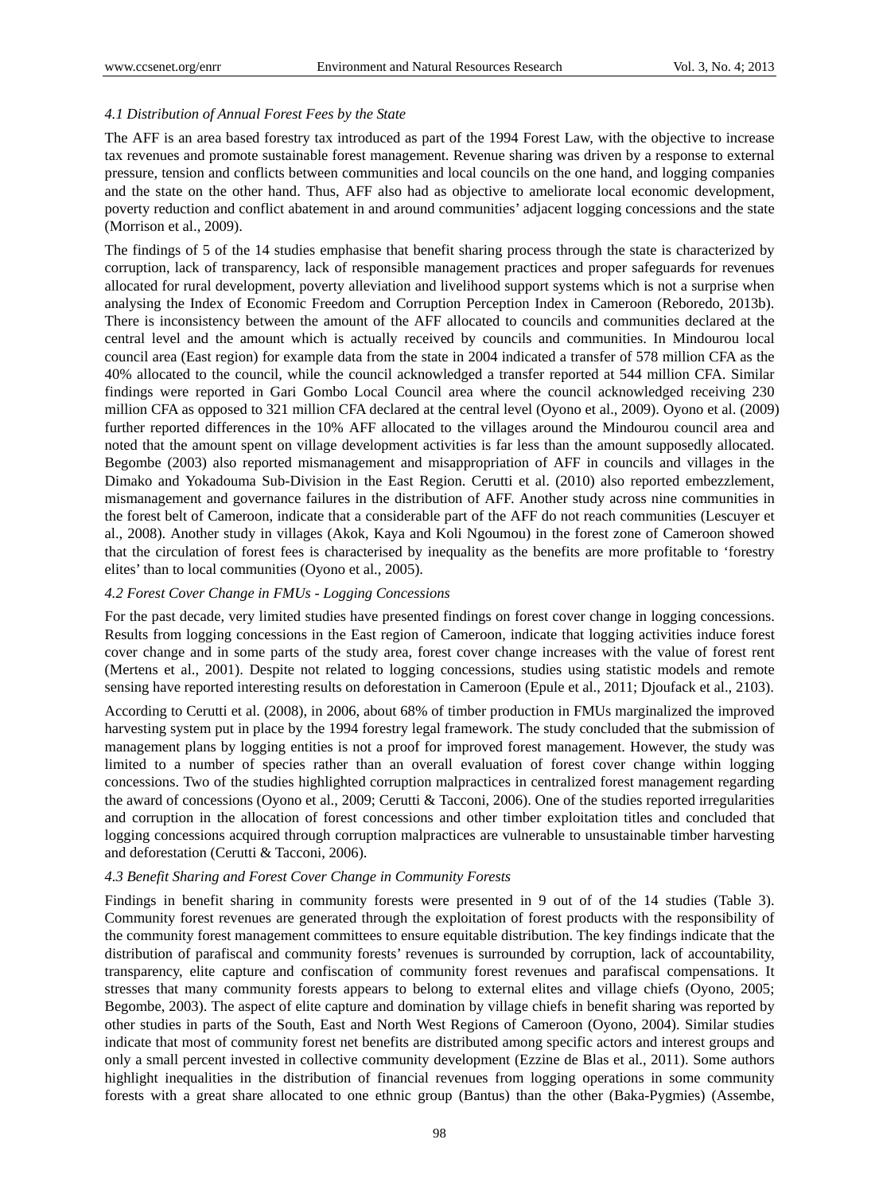### *4.1 Distribution of Annual Forest Fees by the State*

The AFF is an area based forestry tax introduced as part of the 1994 Forest Law, with the objective to increase tax revenues and promote sustainable forest management. Revenue sharing was driven by a response to external pressure, tension and conflicts between communities and local councils on the one hand, and logging companies and the state on the other hand. Thus, AFF also had as objective to ameliorate local economic development, poverty reduction and conflict abatement in and around communities' adjacent logging concessions and the state (Morrison et al., 2009).

The findings of 5 of the 14 studies emphasise that benefit sharing process through the state is characterized by corruption, lack of transparency, lack of responsible management practices and proper safeguards for revenues allocated for rural development, poverty alleviation and livelihood support systems which is not a surprise when analysing the Index of Economic Freedom and Corruption Perception Index in Cameroon (Reboredo, 2013b). There is inconsistency between the amount of the AFF allocated to councils and communities declared at the central level and the amount which is actually received by councils and communities. In Mindourou local council area (East region) for example data from the state in 2004 indicated a transfer of 578 million CFA as the 40% allocated to the council, while the council acknowledged a transfer reported at 544 million CFA. Similar findings were reported in Gari Gombo Local Council area where the council acknowledged receiving 230 million CFA as opposed to 321 million CFA declared at the central level (Oyono et al., 2009). Oyono et al. (2009) further reported differences in the 10% AFF allocated to the villages around the Mindourou council area and noted that the amount spent on village development activities is far less than the amount supposedly allocated. Begombe (2003) also reported mismanagement and misappropriation of AFF in councils and villages in the Dimako and Yokadouma Sub-Division in the East Region. Cerutti et al. (2010) also reported embezzlement, mismanagement and governance failures in the distribution of AFF. Another study across nine communities in the forest belt of Cameroon, indicate that a considerable part of the AFF do not reach communities (Lescuyer et al., 2008). Another study in villages (Akok, Kaya and Koli Ngoumou) in the forest zone of Cameroon showed that the circulation of forest fees is characterised by inequality as the benefits are more profitable to 'forestry elites' than to local communities (Oyono et al., 2005).

### *4.2 Forest Cover Change in FMUs - Logging Concessions*

For the past decade, very limited studies have presented findings on forest cover change in logging concessions. Results from logging concessions in the East region of Cameroon, indicate that logging activities induce forest cover change and in some parts of the study area, forest cover change increases with the value of forest rent (Mertens et al., 2001). Despite not related to logging concessions, studies using statistic models and remote sensing have reported interesting results on deforestation in Cameroon (Epule et al., 2011; Djoufack et al., 2103).

According to Cerutti et al. (2008), in 2006, about 68% of timber production in FMUs marginalized the improved harvesting system put in place by the 1994 forestry legal framework. The study concluded that the submission of management plans by logging entities is not a proof for improved forest management. However, the study was limited to a number of species rather than an overall evaluation of forest cover change within logging concessions. Two of the studies highlighted corruption malpractices in centralized forest management regarding the award of concessions (Oyono et al., 2009; Cerutti & Tacconi, 2006). One of the studies reported irregularities and corruption in the allocation of forest concessions and other timber exploitation titles and concluded that logging concessions acquired through corruption malpractices are vulnerable to unsustainable timber harvesting and deforestation (Cerutti & Tacconi, 2006).

### *4.3 Benefit Sharing and Forest Cover Change in Community Forests*

Findings in benefit sharing in community forests were presented in 9 out of of the 14 studies (Table 3). Community forest revenues are generated through the exploitation of forest products with the responsibility of the community forest management committees to ensure equitable distribution. The key findings indicate that the distribution of parafiscal and community forests' revenues is surrounded by corruption, lack of accountability, transparency, elite capture and confiscation of community forest revenues and parafiscal compensations. It stresses that many community forests appears to belong to external elites and village chiefs (Oyono, 2005; Begombe, 2003). The aspect of elite capture and domination by village chiefs in benefit sharing was reported by other studies in parts of the South, East and North West Regions of Cameroon (Oyono, 2004). Similar studies indicate that most of community forest net benefits are distributed among specific actors and interest groups and only a small percent invested in collective community development (Ezzine de Blas et al., 2011). Some authors highlight inequalities in the distribution of financial revenues from logging operations in some community forests with a great share allocated to one ethnic group (Bantus) than the other (Baka-Pygmies) (Assembe,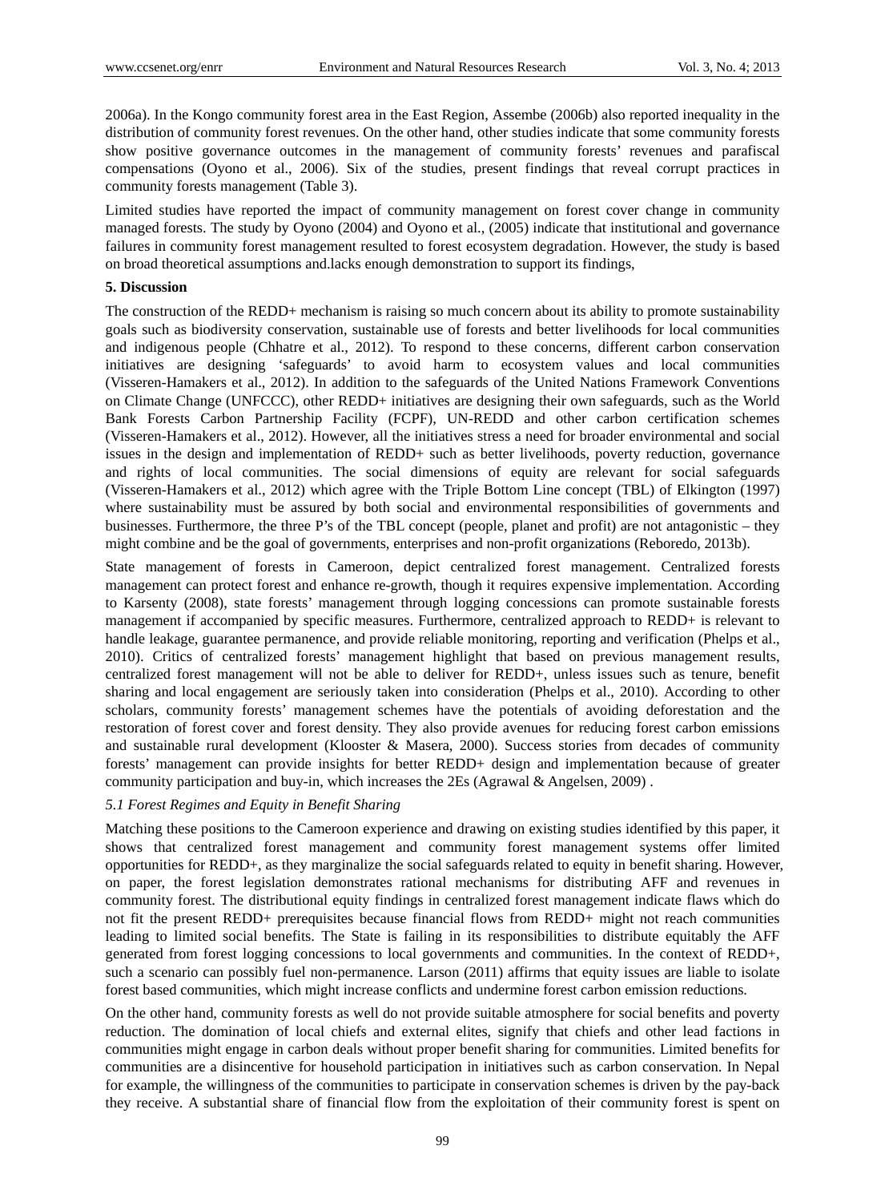2006a). In the Kongo community forest area in the East Region, Assembe (2006b) also reported inequality in the distribution of community forest revenues. On the other hand, other studies indicate that some community forests show positive governance outcomes in the management of community forests' revenues and parafiscal compensations (Oyono et al., 2006). Six of the studies, present findings that reveal corrupt practices in community forests management (Table 3).

Limited studies have reported the impact of community management on forest cover change in community managed forests. The study by Oyono (2004) and Oyono et al., (2005) indicate that institutional and governance failures in community forest management resulted to forest ecosystem degradation. However, the study is based on broad theoretical assumptions and.lacks enough demonstration to support its findings,

## 5. Discussion

The construction of the REDD+ mechanism is raising so much concern about its ability to promote sustainability goals such as biodiversity conservation, sustainable use of forests and better livelihoods for local communities and indigenous people (Chhatre et al., 2012). To respond to these concerns, different carbon conservation initiatives are designing 'safeguards' to avoid harm to ecosystem values and local communities (Visseren-Hamakers et al., 2012). In addition to the safeguards of the United Nations Framework Conventions on Climate Change (UNFCCC), other REDD+ initiatives are designing their own safeguards, such as the World Bank Forests Carbon Partnership Facility (FCPF), UN-REDD and other carbon certification schemes (Visseren-Hamakers et al., 2012). However, all the initiatives stress a need for broader environmental and social issues in the design and implementation of REDD+ such as better livelihoods, poverty reduction, governance and rights of local communities. The social dimensions of equity are relevant for social safeguards (Visseren-Hamakers et al., 2012) which agree with the Triple Bottom Line concept (TBL) of Elkington (1997) where sustainability must be assured by both social and environmental responsibilities of governments and businesses. Furthermore, the three P's of the TBL concept (people, planet and profit) are not antagonistic – they might combine and be the goal of governments, enterprises and non-profit organizations (Reboredo, 2013b).

State management of forests in Cameroon, depict centralized forest management. Centralized forests management can protect forest and enhance re-growth, though it requires expensive implementation. According to Karsenty (2008), state forests' management through logging concessions can promote sustainable forests management if accompanied by specific measures. Furthermore, centralized approach to REDD+ is relevant to handle leakage, guarantee permanence, and provide reliable monitoring, reporting and verification (Phelps et al., 2010). Critics of centralized forests' management highlight that based on previous management results, centralized forest management will not be able to deliver for REDD+, unless issues such as tenure, benefit sharing and local engagement are seriously taken into consideration (Phelps et al., 2010). According to other scholars, community forests' management schemes have the potentials of avoiding deforestation and the restoration of forest cover and forest density. They also provide avenues for reducing forest carbon emissions and sustainable rural development (Klooster & Masera, 2000). Success stories from decades of community forests' management can provide insights for better REDD+ design and implementation because of greater community participation and buy-in, which increases the 2Es (Agrawal & Angelsen, 2009) .

### *5.1 Forest Regimes and Equity in Benefit Sharing*

Matching these positions to the Cameroon experience and drawing on existing studies identified by this paper, it shows that centralized forest management and community forest management systems offer limited opportunities for REDD+, as they marginalize the social safeguards related to equity in benefit sharing. However, on paper, the forest legislation demonstrates rational mechanisms for distributing AFF and revenues in community forest. The distributional equity findings in centralized forest management indicate flaws which do not fit the present REDD+ prerequisites because financial flows from REDD+ might not reach communities leading to limited social benefits. The State is failing in its responsibilities to distribute equitably the AFF generated from forest logging concessions to local governments and communities. In the context of REDD+, such a scenario can possibly fuel non-permanence. Larson (2011) affirms that equity issues are liable to isolate forest based communities, which might increase conflicts and undermine forest carbon emission reductions.

On the other hand, community forests as well do not provide suitable atmosphere for social benefits and poverty reduction. The domination of local chiefs and external elites, signify that chiefs and other lead factions in communities might engage in carbon deals without proper benefit sharing for communities. Limited benefits for communities are a disincentive for household participation in initiatives such as carbon conservation. In Nepal for example, the willingness of the communities to participate in conservation schemes is driven by the pay-back they receive. A substantial share of financial flow from the exploitation of their community forest is spent on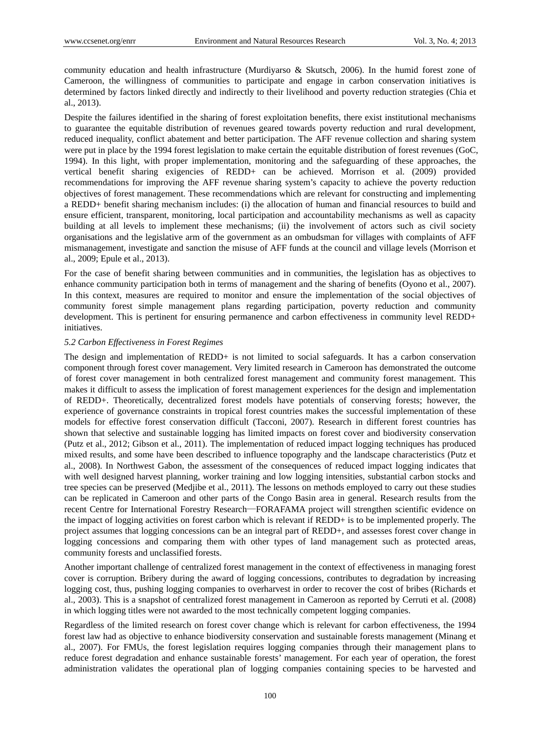community education and health infrastructure (Murdiyarso & Skutsch, 2006). In the humid forest zone of Cameroon, the willingness of communities to participate and engage in carbon conservation initiatives is determined by factors linked directly and indirectly to their livelihood and poverty reduction strategies (Chia et al., 2013).

Despite the failures identified in the sharing of forest exploitation benefits, there exist institutional mechanisms to guarantee the equitable distribution of revenues geared towards poverty reduction and rural development, reduced inequality, conflict abatement and better participation. The AFF revenue collection and sharing system were put in place by the 1994 forest legislation to make certain the equitable distribution of forest revenues (GoC, 1994). In this light, with proper implementation, monitoring and the safeguarding of these approaches, the vertical benefit sharing exigencies of REDD+ can be achieved. Morrison et al. (2009) provided recommendations for improving the AFF revenue sharing system's capacity to achieve the poverty reduction objectives of forest management. These recommendations which are relevant for constructing and implementing a REDD+ benefit sharing mechanism includes: (i) the allocation of human and financial resources to build and ensure efficient, transparent, monitoring, local participation and accountability mechanisms as well as capacity building at all levels to implement these mechanisms; (ii) the involvement of actors such as civil society organisations and the legislative arm of the government as an ombudsman for villages with complaints of AFF mismanagement, investigate and sanction the misuse of AFF funds at the council and village levels (Morrison et al., 2009; Epule et al., 2013).

For the case of benefit sharing between communities and in communities, the legislation has as objectives to enhance community participation both in terms of management and the sharing of benefits (Oyono et al., 2007). In this context, measures are required to monitor and ensure the implementation of the social objectives of community forest simple management plans regarding participation, poverty reduction and community development. This is pertinent for ensuring permanence and carbon effectiveness in community level REDD+ initiatives.

### *5.2 Carbon Effectiveness in Forest Regimes*

The design and implementation of REDD+ is not limited to social safeguards. It has a carbon conservation component through forest cover management. Very limited research in Cameroon has demonstrated the outcome of forest cover management in both centralized forest management and community forest management. This makes it difficult to assess the implication of forest management experiences for the design and implementation of REDD+. Theoretically, decentralized forest models have potentials of conserving forests; however, the experience of governance constraints in tropical forest countries makes the successful implementation of these models for effective forest conservation difficult (Tacconi, 2007). Research in different forest countries has shown that selective and sustainable logging has limited impacts on forest cover and biodiversity conservation (Putz et al., 2012; Gibson et al., 2011). The implementation of reduced impact logging techniques has produced mixed results, and some have been described to influence topography and the landscape characteristics (Putz et al., 2008). In Northwest Gabon, the assessment of the consequences of reduced impact logging indicates that with well designed harvest planning, worker training and low logging intensities, substantial carbon stocks and tree species can be preserved (Medjibe et al., 2011). The lessons on methods employed to carry out these studies can be replicated in Cameroon and other parts of the Congo Basin area in general. Research results from the recent Centre for International Forestry Research—FORAFAMA project will strengthen scientific evidence on the impact of logging activities on forest carbon which is relevant if REDD+ is to be implemented properly. The project assumes that logging concessions can be an integral part of REDD+, and assesses forest cover change in logging concessions and comparing them with other types of land management such as protected areas, community forests and unclassified forests.

Another important challenge of centralized forest management in the context of effectiveness in managing forest cover is corruption. Bribery during the award of logging concessions, contributes to degradation by increasing logging cost, thus, pushing logging companies to overharvest in order to recover the cost of bribes (Richards et al., 2003). This is a snapshot of centralized forest management in Cameroon as reported by Cerruti et al. (2008) in which logging titles were not awarded to the most technically competent logging companies.

Regardless of the limited research on forest cover change which is relevant for carbon effectiveness, the 1994 forest law had as objective to enhance biodiversity conservation and sustainable forests management (Minang et al., 2007). For FMUs, the forest legislation requires logging companies through their management plans to reduce forest degradation and enhance sustainable forests' management. For each year of operation, the forest administration validates the operational plan of logging companies containing species to be harvested and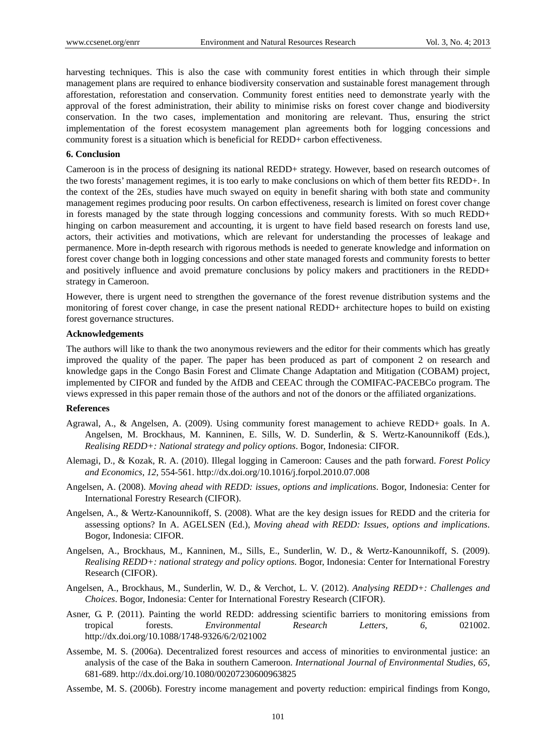harvesting techniques. This is also the case with community forest entities in which through their simple management plans are required to enhance biodiversity conservation and sustainable forest management through afforestation, reforestation and conservation. Community forest entities need to demonstrate yearly with the approval of the forest administration, their ability to minimise risks on forest cover change and biodiversity conservation. In the two cases, implementation and monitoring are relevant. Thus, ensuring the strict implementation of the forest ecosystem management plan agreements both for logging concessions and community forest is a situation which is beneficial for REDD+ carbon effectiveness.

## 6. Conclusion

Cameroon is in the process of designing its national REDD+ strategy. However, based on research outcomes of the two forests' management regimes, it is too early to make conclusions on which of them better fits REDD+. In the context of the 2Es, studies have much swayed on equity in benefit sharing with both state and community management regimes producing poor results. On carbon effectiveness, research is limited on forest cover change in forests managed by the state through logging concessions and community forests. With so much REDD+ hinging on carbon measurement and accounting, it is urgent to have field based research on forests land use, actors, their activities and motivations, which are relevant for understanding the processes of leakage and permanence. More in-depth research with rigorous methods is needed to generate knowledge and information on forest cover change both in logging concessions and other state managed forests and community forests to better and positively influence and avoid premature conclusions by policy makers and practitioners in the REDD+ strategy in Cameroon.

However, there is urgent need to strengthen the governance of the forest revenue distribution systems and the monitoring of forest cover change, in case the present national REDD+ architecture hopes to build on existing forest governance structures.

## Acknowledgements

The authors will like to thank the two anonymous reviewers and the editor for their comments which has greatly improved the quality of the paper. The paper has been produced as part of component 2 on research and knowledge gaps in the Congo Basin Forest and Climate Change Adaptation and Mitigation (COBAM) project, implemented by CIFOR and funded by the AfDB and CEEAC through the COMIFAC-PACEBCo program. The views expressed in this paper remain those of the authors and not of the donors or the affiliated organizations.

## References

Agrawal, A., & Angelsen, A. (2009). Using community forest management to achieve REDD+ goals. In A. Angelsen, M. Brockhaus, M. Kanninen, E. Sills, W. D. Sunderlin, & S. Wertz-Kanounnikoff (Eds.), *Realising REDD+: National strategy and policy options*. Bogor, Indonesia: CIFOR.

Alemagi, D., & Kozak, R. A. (2010). Illegal logging in Cameroon: Causes and the path forward. *Forest Policy and Economics, 12*, 554-561. http://dx.doi.org/10.1016/j.forpol.2010.07.008

Angelsen, A. (2008). *Moving ahead with REDD: issues, options and implications*. Bogor, Indonesia: Center for International Forestry Research (CIFOR).

Angelsen, A., & Wertz-Kanounnikoff, S. (2008). What are the key design issues for REDD and the criteria for assessing options? In A. AGELSEN (Ed.), *Moving ahead with REDD: Issues, options and implications*. Bogor, Indonesia: CIFOR.

Angelsen, A., Brockhaus, M., Kanninen, M., Sills, E., Sunderlin, W. D., & Wertz-Kanounnikoff, S. (2009). *Realising REDD+: national strategy and policy options*. Bogor, Indonesia: Center for International Forestry Research (CIFOR).

Angelsen, A., Brockhaus, M., Sunderlin, W. D., & Verchot, L. V. (2012). *Analysing REDD+: Challenges and Choices*. Bogor, Indonesia: Center for International Forestry Research (CIFOR).

Asner, G. P. (2011). Painting the world REDD: addressing scientific barriers to monitoring emissions from tropical forests. *Environmental Research Letters, 6*, 021002. http://dx.doi.org/10.1088/1748-9326/6/2/021002

Assembe, M. S. (2006a). Decentralized forest resources and access of minorities to environmental justice: an analysis of the case of the Baka in southern Cameroon. *International Journal of Environmental Studies, 65*, 681-689. http://dx.doi.org/10.1080/00207230600963825

Assembe, M. S. (2006b). Forestry income management and poverty reduction: empirical findings from Kongo,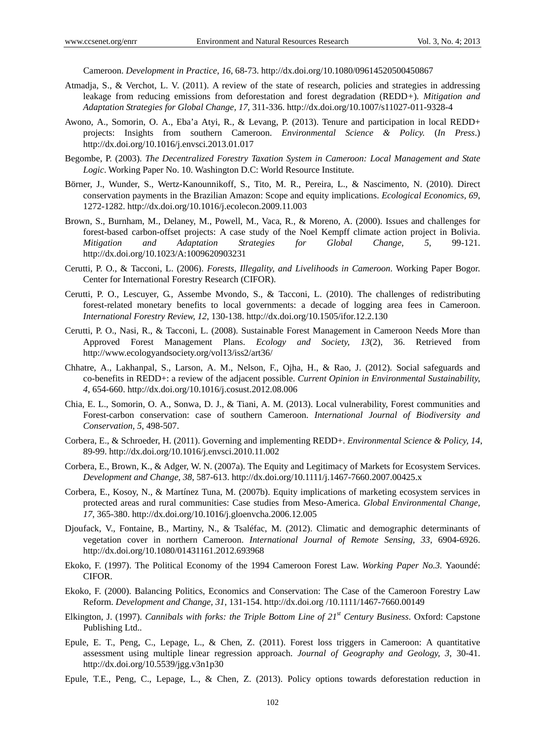Cameroon. *Development in Practice, 16*, 68-73. http://dx.doi.org/10.1080/09614520500450867

Atmadja, S., & Verchot, L. V. (2011). A review of the state of research, policies and strategies in addressing leakage from reducing emissions from deforestation and forest degradation (REDD+). *Mitigation and Adaptation Strategies for Global Change, 17*, 311-336. http://dx.doi.org/10.1007/s11027-011-9328-4

Awono, A., Somorin, O. A., Eba'a Atyi, R., & Levang, P. (2013). Tenure and participation in local REDD+ projects: Insights from southern Cameroon. *Environmental Science & Policy.* (*In Press*.) http://dx.doi.org/10.1016/j.envsci.2013.01.017

Begombe, P. (2003). *The Decentralized Forestry Taxation System in Cameroon: Local Management and State Logic*. Working Paper No. 10. Washington D.C: World Resource Institute.

Börner, J., Wunder, S., Wertz-Kanounnikoff, S., Tito, M. R., Pereira, L., & Nascimento, N. (2010). Direct conservation payments in the Brazilian Amazon: Scope and equity implications. *Ecological Economics, 69*, 1272-1282. http://dx.doi.org/10.1016/j.ecolecon.2009.11.003

Brown, S., Burnham, M., Delaney, M., Powell, M., Vaca, R., & Moreno, A. (2000). Issues and challenges for forest-based carbon-offset projects: A case study of the Noel Kempff climate action project in Bolivia. *Mitigation and Adaptation Strategies for Global Change, 5*, 99-121. http://dx.doi.org/10.1023/A:1009620903231

Cerutti, P. O., & Tacconi, L. (2006). *Forests, Illegality, and Livelihoods in Cameroon*. Working Paper Bogor. Center for International Forestry Research (CIFOR).

Cerutti, P. O., Lescuyer, G., Assembe Mvondo, S., & Tacconi, L. (2010). The challenges of redistributing forest-related monetary benefits to local governments: a decade of logging area fees in Cameroon. *International Forestry Review, 12*, 130-138. http://dx.doi.org/10.1505/ifor.12.2.130

Cerutti, P. O., Nasi, R., & Tacconi, L. (2008). Sustainable Forest Management in Cameroon Needs More than Approved Forest Management Plans. *Ecology and Society, 13*(2), 36. Retrieved from http://www.ecologyandsociety.org/vol13/iss2/art36/

Chhatre, A., Lakhanpal, S., Larson, A. M., Nelson, F., Ojha, H., & Rao, J. (2012). Social safeguards and co-benefits in REDD+: a review of the adjacent possible. *Current Opinion in Environmental Sustainability, 4*, 654-660. http://dx.doi.org/10.1016/j.cosust.2012.08.006

Chia, E. L., Somorin, O. A., Sonwa, D. J., & Tiani, A. M. (2013). Local vulnerability, Forest communities and Forest-carbon conservation: case of southern Cameroon. *International Journal of Biodiversity and Conservation, 5*, 498-507.

Corbera, E., & Schroeder, H. (2011). Governing and implementing REDD+. *Environmental Science & Policy, 14*, 89-99. http://dx.doi.org/10.1016/j.envsci.2010.11.002

Corbera, E., Brown, K., & Adger, W. N. (2007a). The Equity and Legitimacy of Markets for Ecosystem Services. *Development and Change, 38*, 587-613. http://dx.doi.org/10.1111/j.1467-7660.2007.00425.x

Corbera, E., Kosoy, N., & Martínez Tuna, M. (2007b). Equity implications of marketing ecosystem services in protected areas and rural communities: Case studies from Meso-America. *Global Environmental Change, 17*, 365-380. http://dx.doi.org/10.1016/j.gloenvcha.2006.12.005

Djoufack, V., Fontaine, B., Martiny, N., & Tsaléfac, M. (2012). Climatic and demographic determinants of vegetation cover in northern Cameroon. *International Journal of Remote Sensing, 33*, 6904-6926. http://dx.doi.org/10.1080/01431161.2012.693968

Ekoko, F. (1997). The Political Economy of the 1994 Cameroon Forest Law. *Working Paper No.3*. Yaoundé: CIFOR.

Ekoko, F. (2000). Balancing Politics, Economics and Conservation: The Case of the Cameroon Forestry Law Reform. *Development and Change, 31*, 131-154. http://dx.doi.org /10.1111/1467-7660.00149

Elkington, J. (1997). *Cannibals with forks: the Triple Bottom Line of 21st Century Business*. Oxford: Capstone Publishing Ltd..

Epule, E. T., Peng, C., Lepage, L., & Chen, Z. (2011). Forest loss triggers in Cameroon: A quantitative assessment using multiple linear regression approach. *Journal of Geography and Geology, 3*, 30-41. http://dx.doi.org/10.5539/jgg.v3n1p30

Epule, T.E., Peng, C., Lepage, L., & Chen, Z. (2013). Policy options towards deforestation reduction in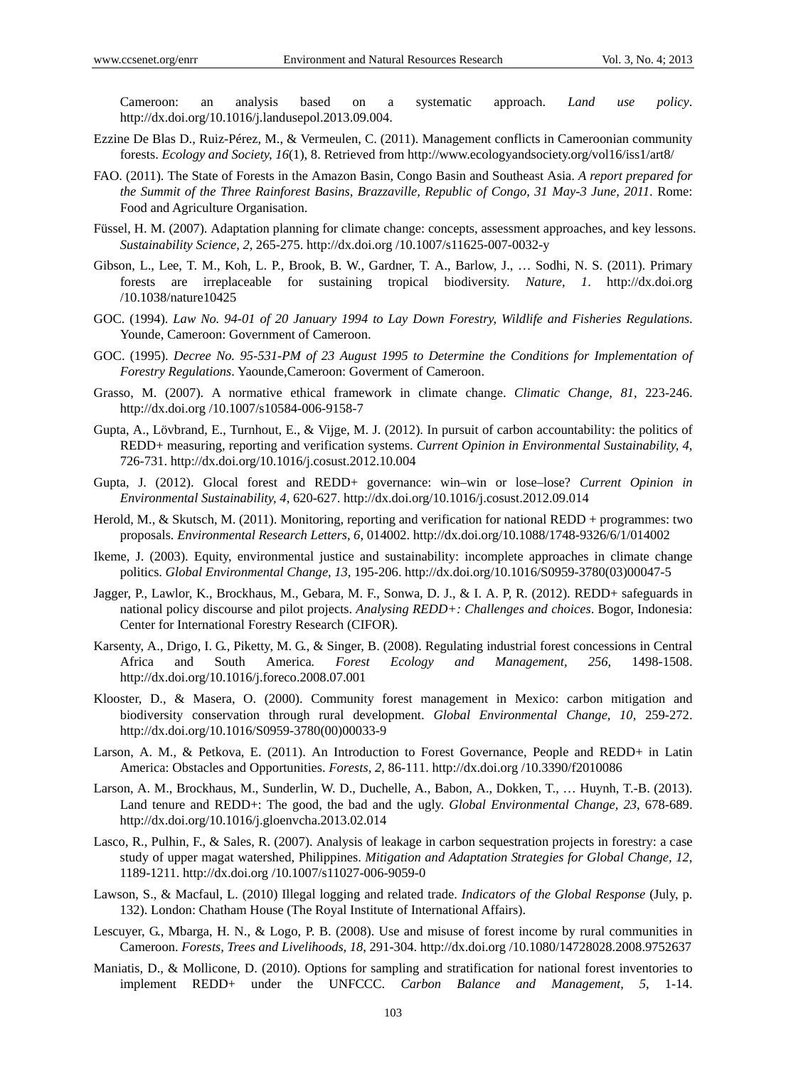Cameroon: an analysis based on a systematic approach. *Land use policy*. http://dx.doi.org/10.1016/j.landusepol.2013.09.004.

Ezzine De Blas D., Ruiz-Pérez, M., & Vermeulen, C. (2011). Management conflicts in Cameroonian community forests. *Ecology and Society, 16*(1), 8. Retrieved from http://www.ecologyandsociety.org/vol16/iss1/art8/

FAO. (2011). The State of Forests in the Amazon Basin, Congo Basin and Southeast Asia. *A report prepared for the Summit of the Three Rainforest Basins, Brazzaville, Republic of Congo, 31 May-3 June, 2011*. Rome: Food and Agriculture Organisation.

Füssel, H. M. (2007). Adaptation planning for climate change: concepts, assessment approaches, and key lessons. *Sustainability Science, 2*, 265-275. http://dx.doi.org /10.1007/s11625-007-0032-y

Gibson, L., Lee, T. M., Koh, L. P., Brook, B. W., Gardner, T. A., Barlow, J., … Sodhi, N. S. (2011). Primary forests are irreplaceable for sustaining tropical biodiversity. *Nature, 1*. http://dx.doi.org /10.1038/nature10425

GOC. (1994). *Law No. 94-01 of 20 January 1994 to Lay Down Forestry, Wildlife and Fisheries Regulations*. Younde, Cameroon: Government of Cameroon.

GOC. (1995). *Decree No. 95-531-PM of 23 August 1995 to Determine the Conditions for Implementation of Forestry Regulations*. Yaounde,Cameroon: Goverment of Cameroon.

Grasso, M. (2007). A normative ethical framework in climate change. *Climatic Change, 81*, 223-246. http://dx.doi.org /10.1007/s10584-006-9158-7

Gupta, A., Lövbrand, E., Turnhout, E., & Vijge, M. J. (2012). In pursuit of carbon accountability: the politics of REDD+ measuring, reporting and verification systems. *Current Opinion in Environmental Sustainability, 4*, 726-731. http://dx.doi.org/10.1016/j.cosust.2012.10.004

Gupta, J. (2012). Glocal forest and REDD+ governance: win–win or lose–lose? *Current Opinion in Environmental Sustainability, 4*, 620-627. http://dx.doi.org/10.1016/j.cosust.2012.09.014

Herold, M., & Skutsch, M. (2011). Monitoring, reporting and verification for national REDD + programmes: two proposals. *Environmental Research Letters, 6*, 014002. http://dx.doi.org/10.1088/1748-9326/6/1/014002

Ikeme, J. (2003). Equity, environmental justice and sustainability: incomplete approaches in climate change politics. *Global Environmental Change, 13*, 195-206. http://dx.doi.org/10.1016/S0959-3780(03)00047-5

Jagger, P., Lawlor, K., Brockhaus, M., Gebara, M. F., Sonwa, D. J., & I. A. P, R. (2012). REDD+ safeguards in national policy discourse and pilot projects. *Analysing REDD+: Challenges and choices*. Bogor, Indonesia: Center for International Forestry Research (CIFOR).

Karsenty, A., Drigo, I. G., Piketty, M. G., & Singer, B. (2008). Regulating industrial forest concessions in Central Africa and South America. *Forest Ecology and Management, 256*, 1498-1508. http://dx.doi.org/10.1016/j.foreco.2008.07.001

Klooster, D., & Masera, O. (2000). Community forest management in Mexico: carbon mitigation and biodiversity conservation through rural development. *Global Environmental Change, 10*, 259-272. http://dx.doi.org/10.1016/S0959-3780(00)00033-9

Larson, A. M., & Petkova, E. (2011). An Introduction to Forest Governance, People and REDD+ in Latin America: Obstacles and Opportunities. *Forests, 2*, 86-111. http://dx.doi.org /10.3390/f2010086

Larson, A. M., Brockhaus, M., Sunderlin, W. D., Duchelle, A., Babon, A., Dokken, T., … Huynh, T.-B. (2013). Land tenure and REDD+: The good, the bad and the ugly. *Global Environmental Change, 23*, 678-689. http://dx.doi.org/10.1016/j.gloenvcha.2013.02.014

Lasco, R., Pulhin, F., & Sales, R. (2007). Analysis of leakage in carbon sequestration projects in forestry: a case study of upper magat watershed, Philippines. *Mitigation and Adaptation Strategies for Global Change, 12*, 1189-1211. http://dx.doi.org /10.1007/s11027-006-9059-0

Lawson, S., & Macfaul, L. (2010) Illegal logging and related trade. *Indicators of the Global Response* (July, p. 132). London: Chatham House (The Royal Institute of International Affairs).

Lescuyer, G., Mbarga, H. N., & Logo, P. B. (2008). Use and misuse of forest income by rural communities in Cameroon. *Forests, Trees and Livelihoods, 18*, 291-304. http://dx.doi.org /10.1080/14728028.2008.9752637

Maniatis, D., & Mollicone, D. (2010). Options for sampling and stratification for national forest inventories to implement REDD+ under the UNFCCC. *Carbon Balance and Management, 5*, 1-14.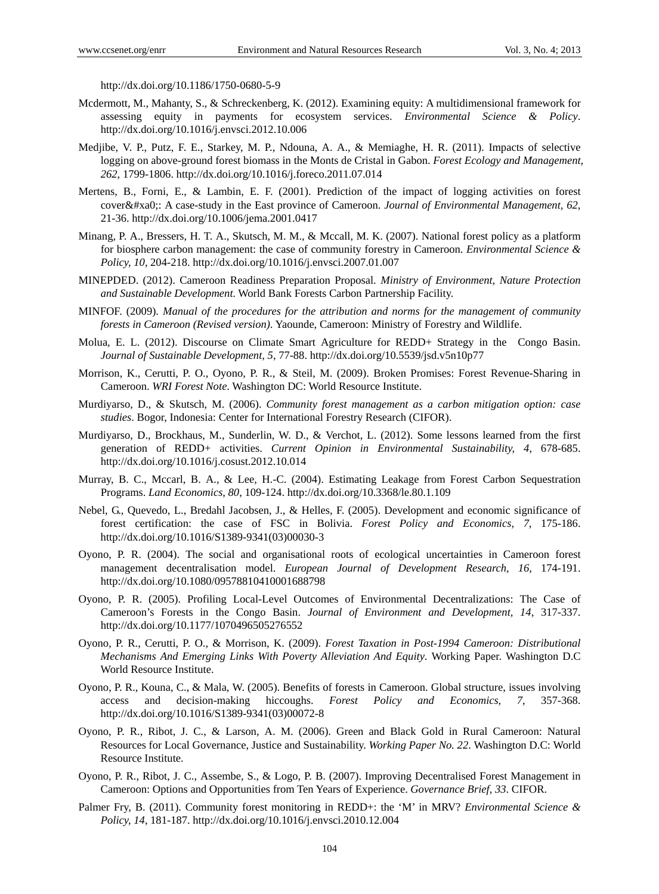http://dx.doi.org/10.1186/1750-0680-5-9

Mcdermott, M., Mahanty, S., & Schreckenberg, K. (2012). Examining equity: A multidimensional framework for assessing equity in payments for ecosystem services. *Environmental Science & Policy*. http://dx.doi.org/10.1016/j.envsci.2012.10.006

Medjibe, V. P., Putz, F. E., Starkey, M. P., Ndouna, A. A., & Memiaghe, H. R. (2011). Impacts of selective logging on above-ground forest biomass in the Monts de Cristal in Gabon. *Forest Ecology and Management, 262*, 1799-1806. http://dx.doi.org/10.1016/j.foreco.2011.07.014

Mertens, B., Forni, E., & Lambin, E. F. (2001). Prediction of the impact of logging activities on forest cover&#xa0;: A case-study in the East province of Cameroon. *Journal of Environmental Management, 62*, 21-36. http://dx.doi.org/10.1006/jema.2001.0417

Minang, P. A., Bressers, H. T. A., Skutsch, M. M., & Mccall, M. K. (2007). National forest policy as a platform for biosphere carbon management: the case of community forestry in Cameroon. *Environmental Science & Policy, 10*, 204-218. http://dx.doi.org/10.1016/j.envsci.2007.01.007

MINEPDED. (2012). Cameroon Readiness Preparation Proposal. *Ministry of Environment, Nature Protection and Sustainable Development.* World Bank Forests Carbon Partnership Facility.

MINFOF. (2009). *Manual of the procedures for the attribution and norms for the management of community forests in Cameroon (Revised version)*. Yaounde, Cameroon: Ministry of Forestry and Wildlife.

Molua, E. L. (2012). Discourse on Climate Smart Agriculture for REDD+ Strategy in the Congo Basin. *Journal of Sustainable Development, 5*, 77-88. http://dx.doi.org/10.5539/jsd.v5n10p77

Morrison, K., Cerutti, P. O., Oyono, P. R., & Steil, M. (2009). Broken Promises: Forest Revenue-Sharing in Cameroon. *WRI Forest Note*. Washington DC: World Resource Institute.

Murdiyarso, D., & Skutsch, M. (2006). *Community forest management as a carbon mitigation option: case studies*. Bogor, Indonesia: Center for International Forestry Research (CIFOR).

Murdiyarso, D., Brockhaus, M., Sunderlin, W. D., & Verchot, L. (2012). Some lessons learned from the first generation of REDD+ activities. *Current Opinion in Environmental Sustainability, 4*, 678-685. http://dx.doi.org/10.1016/j.cosust.2012.10.014

Murray, B. C., Mccarl, B. A., & Lee, H.-C. (2004). Estimating Leakage from Forest Carbon Sequestration Programs. *Land Economics, 80*, 109-124. http://dx.doi.org/10.3368/le.80.1.109

Nebel, G., Quevedo, L., Bredahl Jacobsen, J., & Helles, F. (2005). Development and economic significance of forest certification: the case of FSC in Bolivia. *Forest Policy and Economics, 7*, 175-186. http://dx.doi.org/10.1016/S1389-9341(03)00030-3

Oyono, P. R. (2004). The social and organisational roots of ecological uncertainties in Cameroon forest management decentralisation model. *European Journal of Development Research, 16*, 174-191. http://dx.doi.org/10.1080/09578810410001688798

Oyono, P. R. (2005). Profiling Local-Level Outcomes of Environmental Decentralizations: The Case of Cameroon's Forests in the Congo Basin. *Journal of Environment and Development, 14*, 317-337. http://dx.doi.org/10.1177/1070496505276552

Oyono, P. R., Cerutti, P. O., & Morrison, K. (2009). *Forest Taxation in Post-1994 Cameroon: Distributional Mechanisms And Emerging Links With Poverty Alleviation And Equity*. Working Paper. Washington D.C World Resource Institute.

Oyono, P. R., Kouna, C., & Mala, W. (2005). Benefits of forests in Cameroon. Global structure, issues involving access and decision-making hiccoughs. *Forest Policy and Economics, 7*, 357-368. http://dx.doi.org/10.1016/S1389-9341(03)00072-8

Oyono, P. R., Ribot, J. C., & Larson, A. M. (2006). Green and Black Gold in Rural Cameroon: Natural Resources for Local Governance, Justice and Sustainability. *Working Paper No. 22*. Washington D.C: World Resource Institute.

Oyono, P. R., Ribot, J. C., Assembe, S., & Logo, P. B. (2007). Improving Decentralised Forest Management in Cameroon: Options and Opportunities from Ten Years of Experience. *Governance Brief, 33*. CIFOR.

Palmer Fry, B. (2011). Community forest monitoring in REDD+: the 'M' in MRV? *Environmental Science & Policy, 14*, 181-187. http://dx.doi.org/10.1016/j.envsci.2010.12.004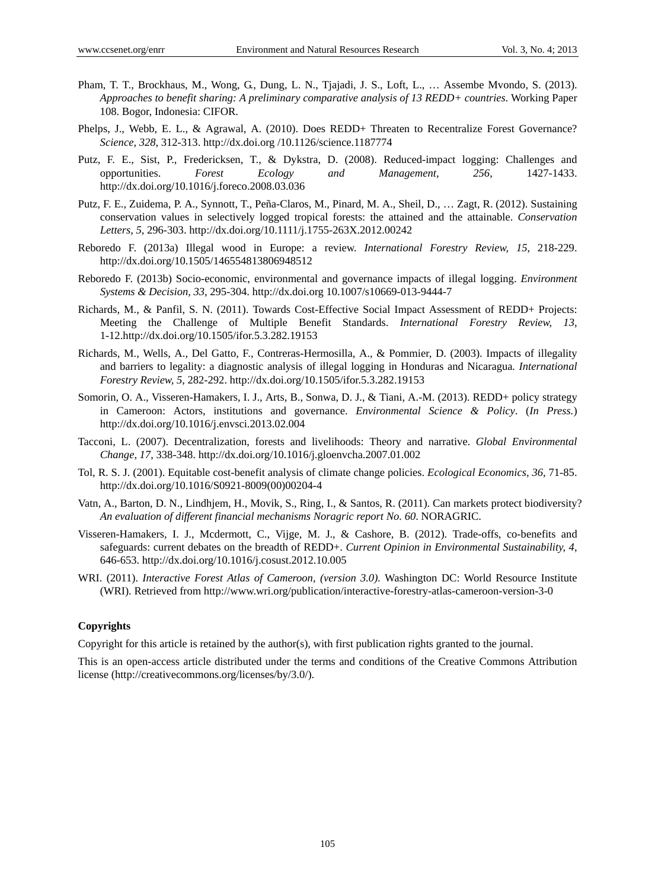Pham, T. T., Brockhaus, M., Wong, G., Dung, L. N., Tjajadi, J. S., Loft, L., … Assembe Mvondo, S. (2013). *Approaches to benefit sharing: A preliminary comparative analysis of 13 REDD+ countries*. Working Paper 108. Bogor, Indonesia: CIFOR.

Phelps, J., Webb, E. L., & Agrawal, A. (2010). Does REDD+ Threaten to Recentralize Forest Governance? *Science, 328*, 312-313. http://dx.doi.org /10.1126/science.1187774

Putz, F. E., Sist, P., Fredericksen, T., & Dykstra, D. (2008). Reduced-impact logging: Challenges and opportunities. *Forest Ecology and Management, 256*, 1427-1433. http://dx.doi.org/10.1016/j.foreco.2008.03.036

Putz, F. E., Zuidema, P. A., Synnott, T., Peña-Claros, M., Pinard, M. A., Sheil, D., … Zagt, R. (2012). Sustaining conservation values in selectively logged tropical forests: the attained and the attainable. *Conservation Letters, 5*, 296-303. http://dx.doi.org/10.1111/j.1755-263X.2012.00242

Reboredo F. (2013a) Illegal wood in Europe: a review. *International Forestry Review, 15,* 218-229. http://dx.doi.org/10.1505/146554813806948512

Reboredo F. (2013b) Socio-economic, environmental and governance impacts of illegal logging. *Environment Systems & Decision, 33*, 295-304. http://dx.doi.org 10.1007/s10669-013-9444-7

Richards, M., & Panfil, S. N. (2011). Towards Cost-Effective Social Impact Assessment of REDD+ Projects: Meeting the Challenge of Multiple Benefit Standards. *International Forestry Review, 13*, 1-12.http://dx.doi.org/10.1505/ifor.5.3.282.19153

Richards, M., Wells, A., Del Gatto, F., Contreras-Hermosilla, A., & Pommier, D. (2003). Impacts of illegality and barriers to legality: a diagnostic analysis of illegal logging in Honduras and Nicaragua. *International Forestry Review, 5*, 282-292. http://dx.doi.org/10.1505/ifor.5.3.282.19153

Somorin, O. A., Visseren-Hamakers, I. J., Arts, B., Sonwa, D. J., & Tiani, A.-M. (2013). REDD+ policy strategy in Cameroon: Actors, institutions and governance. *Environmental Science & Policy*. (*In Press.*) http://dx.doi.org/10.1016/j.envsci.2013.02.004

Tacconi, L. (2007). Decentralization, forests and livelihoods: Theory and narrative. *Global Environmental Change, 17*, 338-348. http://dx.doi.org/10.1016/j.gloenvcha.2007.01.002

Tol, R. S. J. (2001). Equitable cost-benefit analysis of climate change policies. *Ecological Economics, 36*, 71-85. http://dx.doi.org/10.1016/S0921-8009(00)00204-4

Vatn, A., Barton, D. N., Lindhjem, H., Movik, S., Ring, I., & Santos, R. (2011). Can markets protect biodiversity? *An evaluation of different financial mechanisms Noragric report No. 60*. NORAGRIC.

Visseren-Hamakers, I. J., Mcdermott, C., Vijge, M. J., & Cashore, B. (2012). Trade-offs, co-benefits and safeguards: current debates on the breadth of REDD+. *Current Opinion in Environmental Sustainability, 4*, 646-653. http://dx.doi.org/10.1016/j.cosust.2012.10.005

WRI. (2011). *Interactive Forest Atlas of Cameroon, (version 3.0)*. Washington DC: World Resource Institute (WRI). Retrieved from http://www.wri.org/publication/interactive-forestry-atlas-cameroon-version-3-0

**Copyrights**

Copyright for this article is retained by the author(s), with first publication rights granted to the journal.

This is an open-access article distributed under the terms and conditions of the Creative Commons Attribution license (http://creativecommons.org/licenses/by/3.0/).